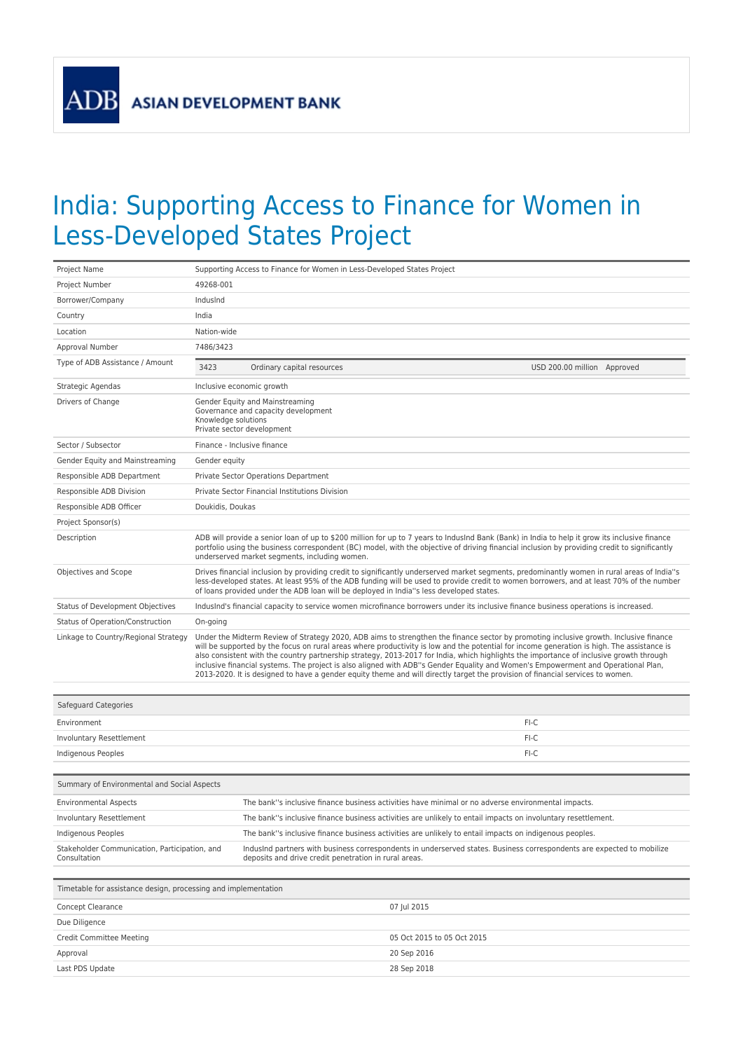ADB ASIAN DEVELOPMENT BANK

# India: Supporting Access to Finance for Women in Less-Developed States Project

| | |
|---|---|
| Project Name | Supporting Access to Finance for Women in Less-Developed States Project |
| Project Number | 49268-001 |
| Borrower/Company | IndusInd |
| Country | India |
| Location | Nation-wide |
| Approval Number | 7486/3423 |
| Type of ADB Assistance / Amount | 3423 Ordinary capital resources USD 200.00 million Approved |
| Strategic Agendas | Inclusive economic growth |
| Drivers of Change | Gender Equity and Mainstreaming<br>Governance and capacity development<br>Knowledge solutions<br>Private sector development |
| Sector / Subsector | Finance - Inclusive finance |
| Gender Equity and Mainstreaming | Gender equity |
| Responsible ADB Department | Private Sector Operations Department |
| Responsible ADB Division | Private Sector Financial Institutions Division |
| Responsible ADB Officer | Doukidis, Doukas |
| Project Sponsor(s) | |
| Description | ADB will provide a senior loan of up to $200 million for up to 7 years to IndusInd Bank (Bank) in India to help it grow its inclusive finance portfolio using the business correspondent (BC) model, with the objective of driving financial inclusion by providing credit to significantly underserved market segments, including women. |
| Objectives and Scope | Drives financial inclusion by providing credit to significantly underserved market segments, predominantly women in rural areas of India''s less-developed states. At least 95% of the ADB funding will be used to provide credit to women borrowers, and at least 70% of the number of loans provided under the ADB loan will be deployed in India''s less developed states. |
| Status of Development Objectives | IndusInd's financial capacity to service women microfinance borrowers under its inclusive finance business operations is increased. |
| Status of Operation/Construction | On-going |
| Linkage to Country/Regional Strategy | Under the Midterm Review of Strategy 2020, ADB aims to strengthen the finance sector by promoting inclusive growth. Inclusive finance will be supported by the focus on rural areas where productivity is low and the potential for income generation is high. The assistance is also consistent with the country partnership strategy, 2013-2017 for India, which highlights the importance of inclusive growth through inclusive financial systems. The project is also aligned with ADB''s Gender Equality and Women's Empowerment and Operational Plan, 2013-2020. It is designed to have a gender equity theme and will directly target the provision of financial services to women. |

| Safeguard Categories | |
|---|---|
| Environment | FI-C |
| Involuntary Resettlement | FI-C |
| Indigenous Peoples | FI-C |

| Summary of Environmental and Social Aspects | |
|---|---|
| Environmental Aspects | The bank''s inclusive finance business activities have minimal or no adverse environmental impacts. |
| Involuntary Resettlement | The bank''s inclusive finance business activities are unlikely to entail impacts on involuntary resettlement. |
| Indigenous Peoples | The bank''s inclusive finance business activities are unlikely to entail impacts on indigenous peoples. |
| Stakeholder Communication, Participation, and Consultation | IndusInd partners with business correspondents in underserved states. Business correspondents are expected to mobilize deposits and drive credit penetration in rural areas. |

| Timetable for assistance design, processing and implementation | |
|---|---|
| Concept Clearance | 07 Jul 2015 |
| Due Diligence | |
| Credit Committee Meeting | 05 Oct 2015 to 05 Oct 2015 |
| Approval | 20 Sep 2016 |
| Last PDS Update | 28 Sep 2018 |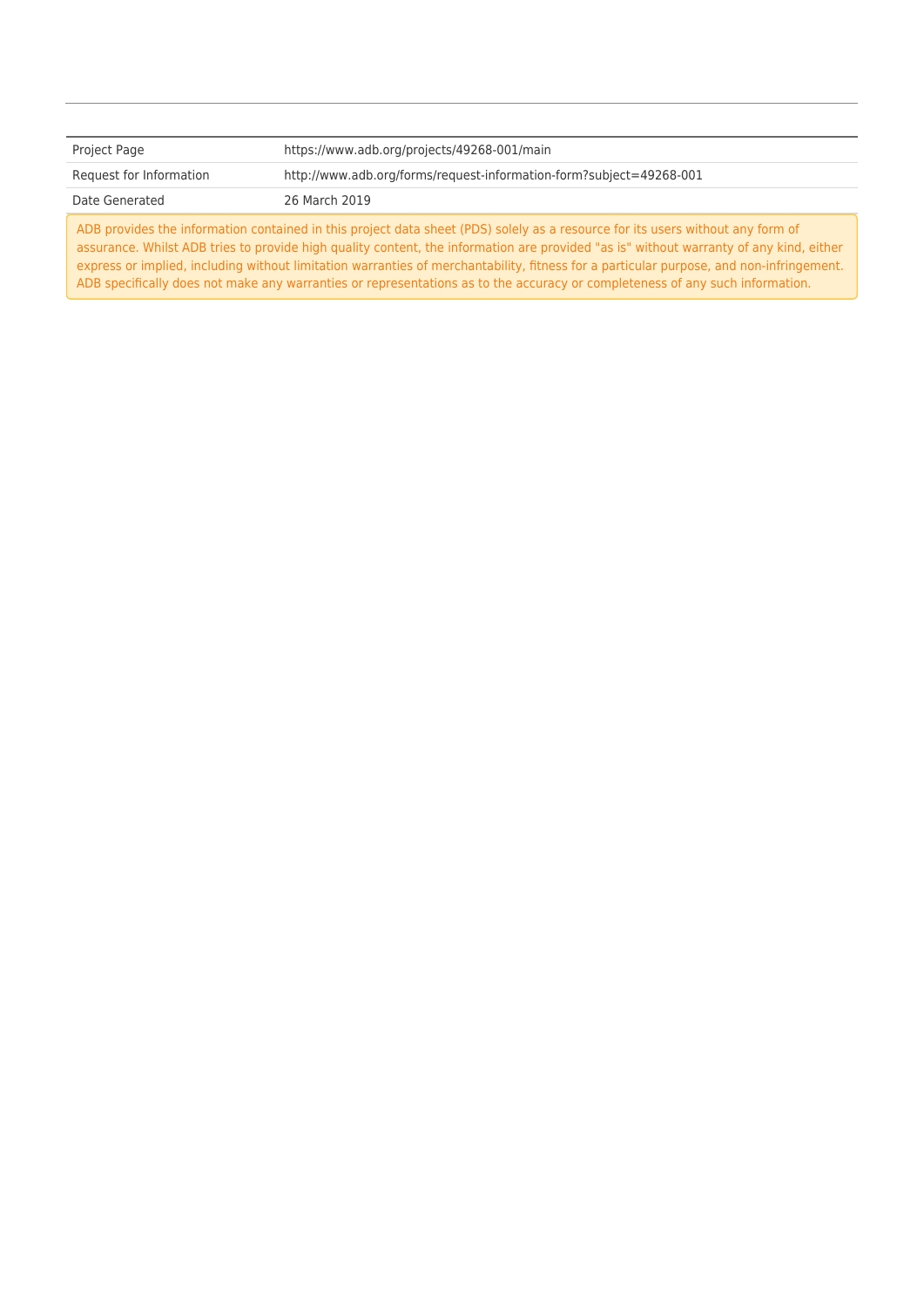| | |
|---|---|
| Project Page | https://www.adb.org/projects/49268-001/main |
| Request for Information | http://www.adb.org/forms/request-information-form?subject=49268-001 |
| Date Generated | 26 March 2019 |

ADB provides the information contained in this project data sheet (PDS) solely as a resource for its users without any form of assurance. Whilst ADB tries to provide high quality content, the information are provided "as is" without warranty of any kind, either express or implied, including without limitation warranties of merchantability, fitness for a particular purpose, and non-infringement. ADB specifically does not make any warranties or representations as to the accuracy or completeness of any such information.